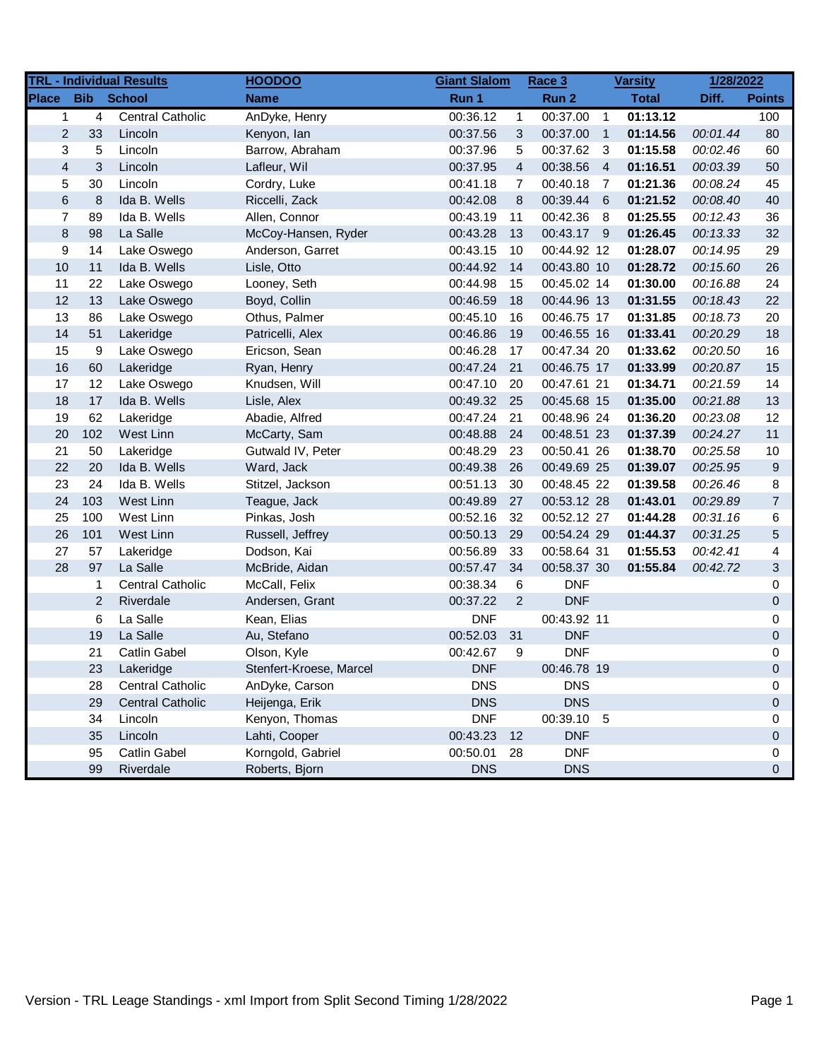| TRL - Individual Results | | | HOODOO | Giant Slalom | | Race 3 | | Varsity | 1/28/2022 | |
|---|---|---|---|---|---|---|---|---|---|---|
| Place | Bib | School | Name | Run 1 | | Run 2 | | Total | Diff. | Points |
| 1 | 4 | Central Catholic | AnDyke, Henry | 00:36.12 | 1 | 00:37.00 | 1 | **01:13.12** | | 100 |
| 2 | 33 | Lincoln | Kenyon, Ian | 00:37.56 | 3 | 00:37.00 | 1 | **01:14.56** | *00:01.44* | 80 |
| 3 | 5 | Lincoln | Barrow, Abraham | 00:37.96 | 5 | 00:37.62 | 3 | **01:15.58** | *00:02.46* | 60 |
| 4 | 3 | Lincoln | Lafleur, Wil | 00:37.95 | 4 | 00:38.56 | 4 | **01:16.51** | *00:03.39* | 50 |
| 5 | 30 | Lincoln | Cordry, Luke | 00:41.18 | 7 | 00:40.18 | 7 | **01:21.36** | *00:08.24* | 45 |
| 6 | 8 | Ida B. Wells | Riccelli, Zack | 00:42.08 | 8 | 00:39.44 | 6 | **01:21.52** | *00:08.40* | 40 |
| 7 | 89 | Ida B. Wells | Allen, Connor | 00:43.19 | 11 | 00:42.36 | 8 | **01:25.55** | *00:12.43* | 36 |
| 8 | 98 | La Salle | McCoy-Hansen, Ryder | 00:43.28 | 13 | 00:43.17 | 9 | **01:26.45** | *00:13.33* | 32 |
| 9 | 14 | Lake Oswego | Anderson, Garret | 00:43.15 | 10 | 00:44.92 | 12 | **01:28.07** | *00:14.95* | 29 |
| 10 | 11 | Ida B. Wells | Lisle, Otto | 00:44.92 | 14 | 00:43.80 | 10 | **01:28.72** | *00:15.60* | 26 |
| 11 | 22 | Lake Oswego | Looney, Seth | 00:44.98 | 15 | 00:45.02 | 14 | **01:30.00** | *00:16.88* | 24 |
| 12 | 13 | Lake Oswego | Boyd, Collin | 00:46.59 | 18 | 00:44.96 | 13 | **01:31.55** | *00:18.43* | 22 |
| 13 | 86 | Lake Oswego | Othus, Palmer | 00:45.10 | 16 | 00:46.75 | 17 | **01:31.85** | *00:18.73* | 20 |
| 14 | 51 | Lakeridge | Patricelli, Alex | 00:46.86 | 19 | 00:46.55 | 16 | **01:33.41** | *00:20.29* | 18 |
| 15 | 9 | Lake Oswego | Ericson, Sean | 00:46.28 | 17 | 00:47.34 | 20 | **01:33.62** | *00:20.50* | 16 |
| 16 | 60 | Lakeridge | Ryan, Henry | 00:47.24 | 21 | 00:46.75 | 17 | **01:33.99** | *00:20.87* | 15 |
| 17 | 12 | Lake Oswego | Knudsen, Will | 00:47.10 | 20 | 00:47.61 | 21 | **01:34.71** | *00:21.59* | 14 |
| 18 | 17 | Ida B. Wells | Lisle, Alex | 00:49.32 | 25 | 00:45.68 | 15 | **01:35.00** | *00:21.88* | 13 |
| 19 | 62 | Lakeridge | Abadie, Alfred | 00:47.24 | 21 | 00:48.96 | 24 | **01:36.20** | *00:23.08* | 12 |
| 20 | 102 | West Linn | McCarty, Sam | 00:48.88 | 24 | 00:48.51 | 23 | **01:37.39** | *00:24.27* | 11 |
| 21 | 50 | Lakeridge | Gutwald IV, Peter | 00:48.29 | 23 | 00:50.41 | 26 | **01:38.70** | *00:25.58* | 10 |
| 22 | 20 | Ida B. Wells | Ward, Jack | 00:49.38 | 26 | 00:49.69 | 25 | **01:39.07** | *00:25.95* | 9 |
| 23 | 24 | Ida B. Wells | Stitzel, Jackson | 00:51.13 | 30 | 00:48.45 | 22 | **01:39.58** | *00:26.46* | 8 |
| 24 | 103 | West Linn | Teague, Jack | 00:49.89 | 27 | 00:53.12 | 28 | **01:43.01** | *00:29.89* | 7 |
| 25 | 100 | West Linn | Pinkas, Josh | 00:52.16 | 32 | 00:52.12 | 27 | **01:44.28** | *00:31.16* | 6 |
| 26 | 101 | West Linn | Russell, Jeffrey | 00:50.13 | 29 | 00:54.24 | 29 | **01:44.37** | *00:31.25* | 5 |
| 27 | 57 | Lakeridge | Dodson, Kai | 00:56.89 | 33 | 00:58.64 | 31 | **01:55.53** | *00:42.41* | 4 |
| 28 | 97 | La Salle | McBride, Aidan | 00:57.47 | 34 | 00:58.37 | 30 | **01:55.84** | *00:42.72* | 3 |
| | 1 | Central Catholic | McCall, Felix | 00:38.34 | 6 | DNF | | | | 0 |
| | 2 | Riverdale | Andersen, Grant | 00:37.22 | 2 | DNF | | | | 0 |
| | 6 | La Salle | Kean, Elias | DNF | | 00:43.92 | 11 | | | 0 |
| | 19 | La Salle | Au, Stefano | 00:52.03 | 31 | DNF | | | | 0 |
| | 21 | Catlin Gabel | Olson, Kyle | 00:42.67 | 9 | DNF | | | | 0 |
| | 23 | Lakeridge | Stenfert-Kroese, Marcel | DNF | | 00:46.78 | 19 | | | 0 |
| | 28 | Central Catholic | AnDyke, Carson | DNS | | DNS | | | | 0 |
| | 29 | Central Catholic | Heijenga, Erik | DNS | | DNS | | | | 0 |
| | 34 | Lincoln | Kenyon, Thomas | DNF | | 00:39.10 | 5 | | | 0 |
| | 35 | Lincoln | Lahti, Cooper | 00:43.23 | 12 | DNF | | | | 0 |
| | 95 | Catlin Gabel | Korngold, Gabriel | 00:50.01 | 28 | DNF | | | | 0 |
| | 99 | Riverdale | Roberts, Bjorn | DNS | | DNS | | | | 0 |

Version - TRL Leage Standings - xml Import from Split Second Timing 1/28/2022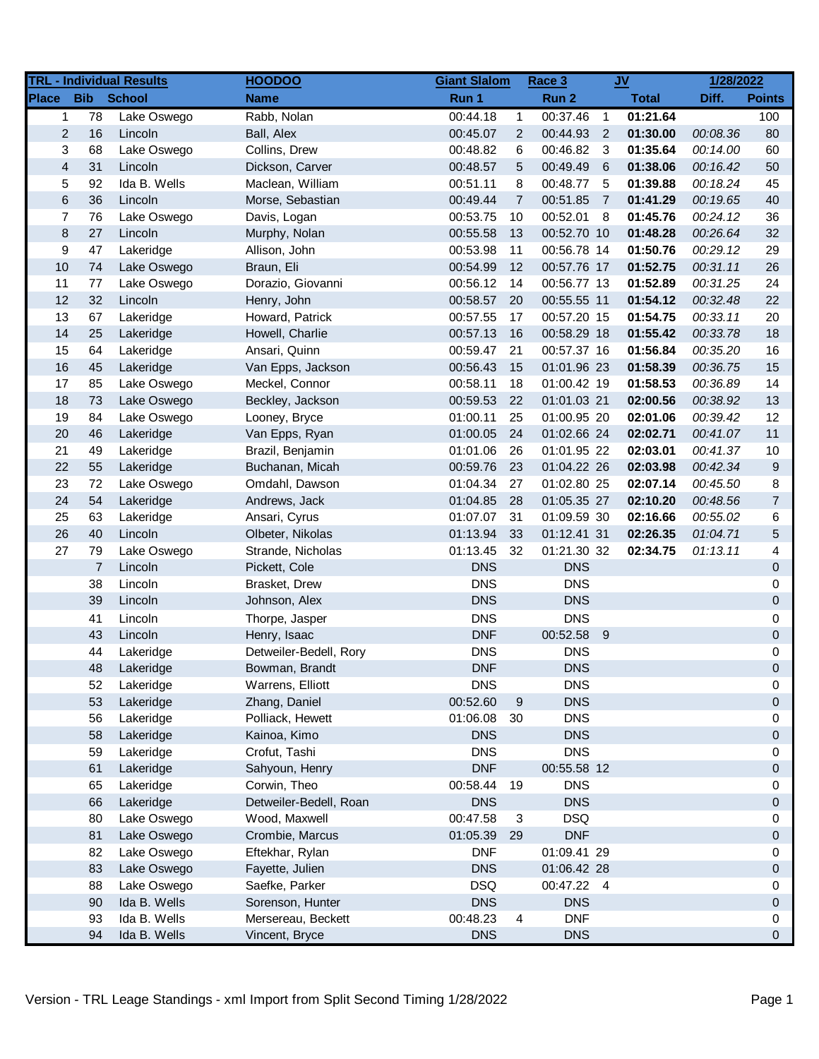| TRL - Individual Results | | | HOODOO | Giant Slalom | | Race 3 | | JV | 1/28/2022 | |
|---|---|---|---|---|---|---|---|---|---|---|
| Place | Bib | School | Name | Run 1 | | Run 2 | | Total | Diff. | Points |
| 1 | 78 | Lake Oswego | Rabb, Nolan | 00:44.18 | 1 | 00:37.46 | 1 | **01:21.64** | | 100 |
| 2 | 16 | Lincoln | Ball, Alex | 00:45.07 | 2 | 00:44.93 | 2 | **01:30.00** | *00:08.36* | 80 |
| 3 | 68 | Lake Oswego | Collins, Drew | 00:48.82 | 6 | 00:46.82 | 3 | **01:35.64** | *00:14.00* | 60 |
| 4 | 31 | Lincoln | Dickson, Carver | 00:48.57 | 5 | 00:49.49 | 6 | **01:38.06** | *00:16.42* | 50 |
| 5 | 92 | Ida B. Wells | Maclean, William | 00:51.11 | 8 | 00:48.77 | 5 | **01:39.88** | *00:18.24* | 45 |
| 6 | 36 | Lincoln | Morse, Sebastian | 00:49.44 | 7 | 00:51.85 | 7 | **01:41.29** | *00:19.65* | 40 |
| 7 | 76 | Lake Oswego | Davis, Logan | 00:53.75 | 10 | 00:52.01 | 8 | **01:45.76** | *00:24.12* | 36 |
| 8 | 27 | Lincoln | Murphy, Nolan | 00:55.58 | 13 | 00:52.70 | 10 | **01:48.28** | *00:26.64* | 32 |
| 9 | 47 | Lakeridge | Allison, John | 00:53.98 | 11 | 00:56.78 | 14 | **01:50.76** | *00:29.12* | 29 |
| 10 | 74 | Lake Oswego | Braun, Eli | 00:54.99 | 12 | 00:57.76 | 17 | **01:52.75** | *00:31.11* | 26 |
| 11 | 77 | Lake Oswego | Dorazio, Giovanni | 00:56.12 | 14 | 00:56.77 | 13 | **01:52.89** | *00:31.25* | 24 |
| 12 | 32 | Lincoln | Henry, John | 00:58.57 | 20 | 00:55.55 | 11 | **01:54.12** | *00:32.48* | 22 |
| 13 | 67 | Lakeridge | Howard, Patrick | 00:57.55 | 17 | 00:57.20 | 15 | **01:54.75** | *00:33.11* | 20 |
| 14 | 25 | Lakeridge | Howell, Charlie | 00:57.13 | 16 | 00:58.29 | 18 | **01:55.42** | *00:33.78* | 18 |
| 15 | 64 | Lakeridge | Ansari, Quinn | 00:59.47 | 21 | 00:57.37 | 16 | **01:56.84** | *00:35.20* | 16 |
| 16 | 45 | Lakeridge | Van Epps, Jackson | 00:56.43 | 15 | 01:01.96 | 23 | **01:58.39** | *00:36.75* | 15 |
| 17 | 85 | Lake Oswego | Meckel, Connor | 00:58.11 | 18 | 01:00.42 | 19 | **01:58.53** | *00:36.89* | 14 |
| 18 | 73 | Lake Oswego | Beckley, Jackson | 00:59.53 | 22 | 01:01.03 | 21 | **02:00.56** | *00:38.92* | 13 |
| 19 | 84 | Lake Oswego | Looney, Bryce | 01:00.11 | 25 | 01:00.95 | 20 | **02:01.06** | *00:39.42* | 12 |
| 20 | 46 | Lakeridge | Van Epps, Ryan | 01:00.05 | 24 | 01:02.66 | 24 | **02:02.71** | *00:41.07* | 11 |
| 21 | 49 | Lakeridge | Brazil, Benjamin | 01:01.06 | 26 | 01:01.95 | 22 | **02:03.01** | *00:41.37* | 10 |
| 22 | 55 | Lakeridge | Buchanan, Micah | 00:59.76 | 23 | 01:04.22 | 26 | **02:03.98** | *00:42.34* | 9 |
| 23 | 72 | Lake Oswego | Omdahl, Dawson | 01:04.34 | 27 | 01:02.80 | 25 | **02:07.14** | *00:45.50* | 8 |
| 24 | 54 | Lakeridge | Andrews, Jack | 01:04.85 | 28 | 01:05.35 | 27 | **02:10.20** | *00:48.56* | 7 |
| 25 | 63 | Lakeridge | Ansari, Cyrus | 01:07.07 | 31 | 01:09.59 | 30 | **02:16.66** | *00:55.02* | 6 |
| 26 | 40 | Lincoln | Olbeter, Nikolas | 01:13.94 | 33 | 01:12.41 | 31 | **02:26.35** | *01:04.71* | 5 |
| 27 | 79 | Lake Oswego | Strande, Nicholas | 01:13.45 | 32 | 01:21.30 | 32 | **02:34.75** | *01:13.11* | 4 |
| | 7 | Lincoln | Pickett, Cole | DNS | | DNS | | | | 0 |
| | 38 | Lincoln | Brasket, Drew | DNS | | DNS | | | | 0 |
| | 39 | Lincoln | Johnson, Alex | DNS | | DNS | | | | 0 |
| | 41 | Lincoln | Thorpe, Jasper | DNS | | DNS | | | | 0 |
| | 43 | Lincoln | Henry, Isaac | DNF | | 00:52.58 | 9 | | | 0 |
| | 44 | Lakeridge | Detweiler-Bedell, Rory | DNS | | DNS | | | | 0 |
| | 48 | Lakeridge | Bowman, Brandt | DNF | | DNS | | | | 0 |
| | 52 | Lakeridge | Warrens, Elliott | DNS | | DNS | | | | 0 |
| | 53 | Lakeridge | Zhang, Daniel | 00:52.60 | 9 | DNS | | | | 0 |
| | 56 | Lakeridge | Polliack, Hewett | 01:06.08 | 30 | DNS | | | | 0 |
| | 58 | Lakeridge | Kainoa, Kimo | DNS | | DNS | | | | 0 |
| | 59 | Lakeridge | Crofut, Tashi | DNS | | DNS | | | | 0 |
| | 61 | Lakeridge | Sahyoun, Henry | DNF | | 00:55.58 | 12 | | | 0 |
| | 65 | Lakeridge | Corwin, Theo | 00:58.44 | 19 | DNS | | | | 0 |
| | 66 | Lakeridge | Detweiler-Bedell, Roan | DNS | | DNS | | | | 0 |
| | 80 | Lake Oswego | Wood, Maxwell | 00:47.58 | 3 | DSQ | | | | 0 |
| | 81 | Lake Oswego | Crombie, Marcus | 01:05.39 | 29 | DNF | | | | 0 |
| | 82 | Lake Oswego | Eftekhar, Rylan | DNF | | 01:09.41 | 29 | | | 0 |
| | 83 | Lake Oswego | Fayette, Julien | DNS | | 01:06.42 | 28 | | | 0 |
| | 88 | Lake Oswego | Saefke, Parker | DSQ | | 00:47.22 | 4 | | | 0 |
| | 90 | Ida B. Wells | Sorenson, Hunter | DNS | | DNS | | | | 0 |
| | 93 | Ida B. Wells | Mersereau, Beckett | 00:48.23 | 4 | DNF | | | | 0 |
| | 94 | Ida B. Wells | Vincent, Bryce | DNS | | DNS | | | | 0 |

Version - TRL Leage Standings - xml Import from Split Second Timing 1/28/2022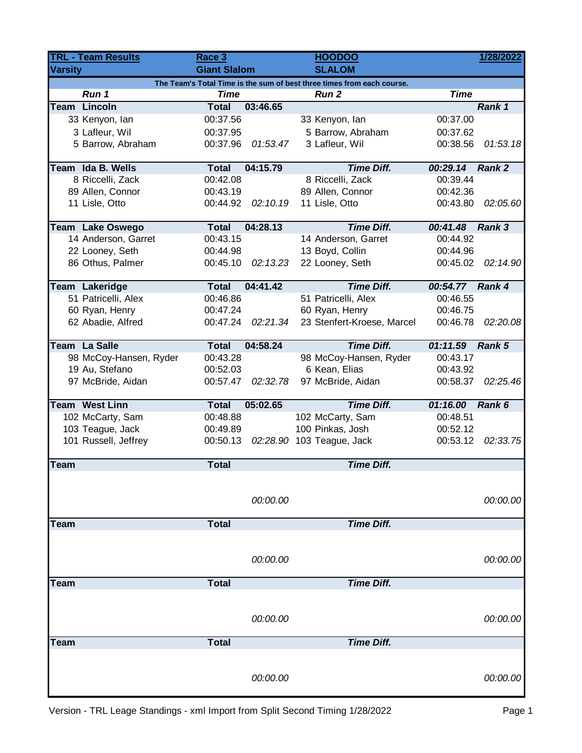| TRL - Team Results | Race 3 | | HOODOO | | 1/28/2022 |
|---|---|---|---|---|---|
| **Varsity** | **Giant Slalom** | | **SLALOM** | | |

**The Team's Total Time is the sum of best three times from each course.**

| *Run 1* | *Time* | | *Run 2* | *Time* | |
|---|---|---|---|---|---|
| **Team Lincoln** | **Total** | **03:46.65** | | | ***Rank 1*** |
| 33 Kenyon, Ian | 00:37.56 | | 33 Kenyon, Ian | 00:37.00 | |
| 3 Lafleur, Wil | 00:37.95 | | 5 Barrow, Abraham | 00:37.62 | |
| 5 Barrow, Abraham | 00:37.96 | *01:53.47* | 3 Lafleur, Wil | 00:38.56 | *01:53.18* |
| **Team Ida B. Wells** | **Total** | **04:15.79** | ***Time Diff.*** | ***00:29.14*** | ***Rank 2*** |
| 8 Riccelli, Zack | 00:42.08 | | 8 Riccelli, Zack | 00:39.44 | |
| 89 Allen, Connor | 00:43.19 | | 89 Allen, Connor | 00:42.36 | |
| 11 Lisle, Otto | 00:44.92 | *02:10.19* | 11 Lisle, Otto | 00:43.80 | *02:05.60* |
| **Team Lake Oswego** | **Total** | **04:28.13** | ***Time Diff.*** | ***00:41.48*** | ***Rank 3*** |
| 14 Anderson, Garret | 00:43.15 | | 14 Anderson, Garret | 00:44.92 | |
| 22 Looney, Seth | 00:44.98 | | 13 Boyd, Collin | 00:44.96 | |
| 86 Othus, Palmer | 00:45.10 | *02:13.23* | 22 Looney, Seth | 00:45.02 | *02:14.90* |
| **Team Lakeridge** | **Total** | **04:41.42** | ***Time Diff.*** | ***00:54.77*** | ***Rank 4*** |
| 51 Patricelli, Alex | 00:46.86 | | 51 Patricelli, Alex | 00:46.55 | |
| 60 Ryan, Henry | 00:47.24 | | 60 Ryan, Henry | 00:46.75 | |
| 62 Abadie, Alfred | 00:47.24 | *02:21.34* | 23 Stenfert-Kroese, Marcel | 00:46.78 | *02:20.08* |
| **Team La Salle** | **Total** | **04:58.24** | ***Time Diff.*** | ***01:11.59*** | ***Rank 5*** |
| 98 McCoy-Hansen, Ryder | 00:43.28 | | 98 McCoy-Hansen, Ryder | 00:43.17 | |
| 19 Au, Stefano | 00:52.03 | | 6 Kean, Elias | 00:43.92 | |
| 97 McBride, Aidan | 00:57.47 | *02:32.78* | 97 McBride, Aidan | 00:58.37 | *02:25.46* |
| **Team West Linn** | **Total** | **05:02.65** | ***Time Diff.*** | ***01:16.00*** | ***Rank 6*** |
| 102 McCarty, Sam | 00:48.88 | | 102 McCarty, Sam | 00:48.51 | |
| 103 Teague, Jack | 00:49.89 | | 100 Pinkas, Josh | 00:52.12 | |
| 101 Russell, Jeffrey | 00:50.13 | *02:28.90* | 103 Teague, Jack | 00:53.12 | *02:33.75* |
| **Team** | **Total** | | ***Time Diff.*** | | |
| | | *00:00.00* | | | *00:00.00* |
| **Team** | **Total** | | ***Time Diff.*** | | |
| | | *00:00.00* | | | *00:00.00* |
| **Team** | **Total** | | ***Time Diff.*** | | |
| | | *00:00.00* | | | *00:00.00* |
| **Team** | **Total** | | ***Time Diff.*** | | |
| | | *00:00.00* | | | *00:00.00* |

Version - TRL Leage Standings - xml Import from Split Second Timing 1/28/2022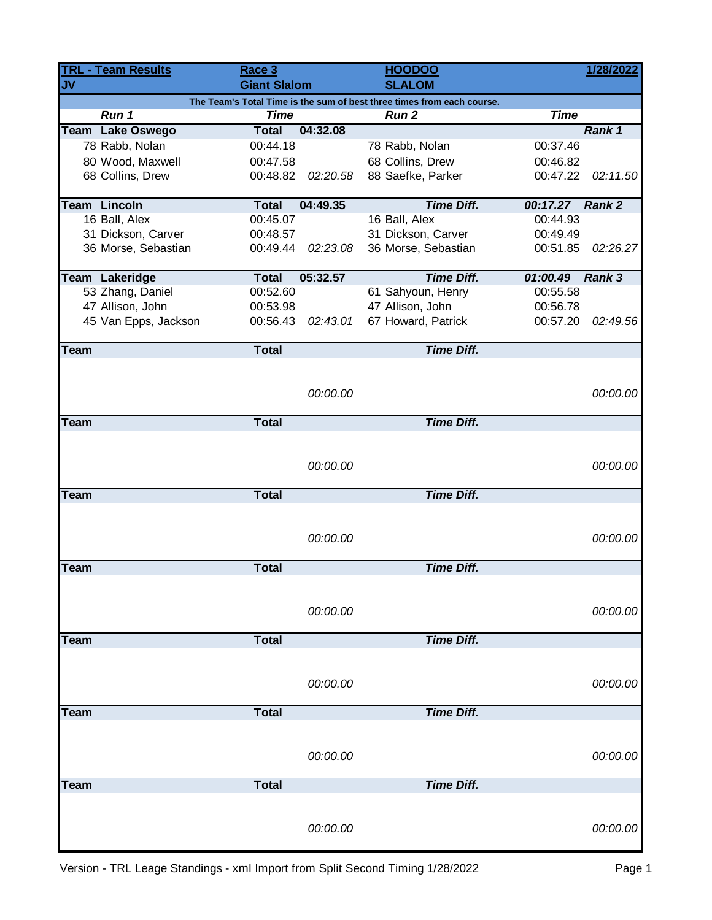| TRL - Team Results | Race 3 | | HOODOO | | 1/28/2022 |
|---|---|---|---|---|---|
| JV | Giant Slalom | | SLALOM | | |

The Team's Total Time is the sum of best three times from each course.

| Run 1 | Time | | Run 2 | Time | |
|---|---|---|---|---|---|
| **Team Lake Oswego** | **Total** | **04:32.08** | | | ***Rank 1*** |
| 78 Rabb, Nolan | 00:44.18 | | 78 Rabb, Nolan | 00:37.46 | |
| 80 Wood, Maxwell | 00:47.58 | | 68 Collins, Drew | 00:46.82 | |
| 68 Collins, Drew | 00:48.82 | *02:20.58* | 88 Saefke, Parker | 00:47.22 | *02:11.50* |
| **Team Lincoln** | **Total** | **04:49.35** | ***Time Diff.*** | ***00:17.27*** | ***Rank 2*** |
| 16 Ball, Alex | 00:45.07 | | 16 Ball, Alex | 00:44.93 | |
| 31 Dickson, Carver | 00:48.57 | | 31 Dickson, Carver | 00:49.49 | |
| 36 Morse, Sebastian | 00:49.44 | *02:23.08* | 36 Morse, Sebastian | 00:51.85 | *02:26.27* |
| **Team Lakeridge** | **Total** | **05:32.57** | ***Time Diff.*** | ***01:00.49*** | ***Rank 3*** |
| 53 Zhang, Daniel | 00:52.60 | | 61 Sahyoun, Henry | 00:55.58 | |
| 47 Allison, John | 00:53.98 | | 47 Allison, John | 00:56.78 | |
| 45 Van Epps, Jackson | 00:56.43 | *02:43.01* | 67 Howard, Patrick | 00:57.20 | *02:49.56* |
| **Team** | **Total** | | ***Time Diff.*** | | |
| | | *00:00.00* | | | *00:00.00* |
| **Team** | **Total** | | ***Time Diff.*** | | |
| | | *00:00.00* | | | *00:00.00* |
| **Team** | **Total** | | ***Time Diff.*** | | |
| | | *00:00.00* | | | *00:00.00* |
| **Team** | **Total** | | ***Time Diff.*** | | |
| | | *00:00.00* | | | *00:00.00* |
| **Team** | **Total** | | ***Time Diff.*** | | |
| | | *00:00.00* | | | *00:00.00* |
| **Team** | **Total** | | ***Time Diff.*** | | |
| | | *00:00.00* | | | *00:00.00* |
| **Team** | **Total** | | ***Time Diff.*** | | |
| | | *00:00.00* | | | *00:00.00* |

Version - TRL Leage Standings - xml Import from Split Second Timing 1/28/2022